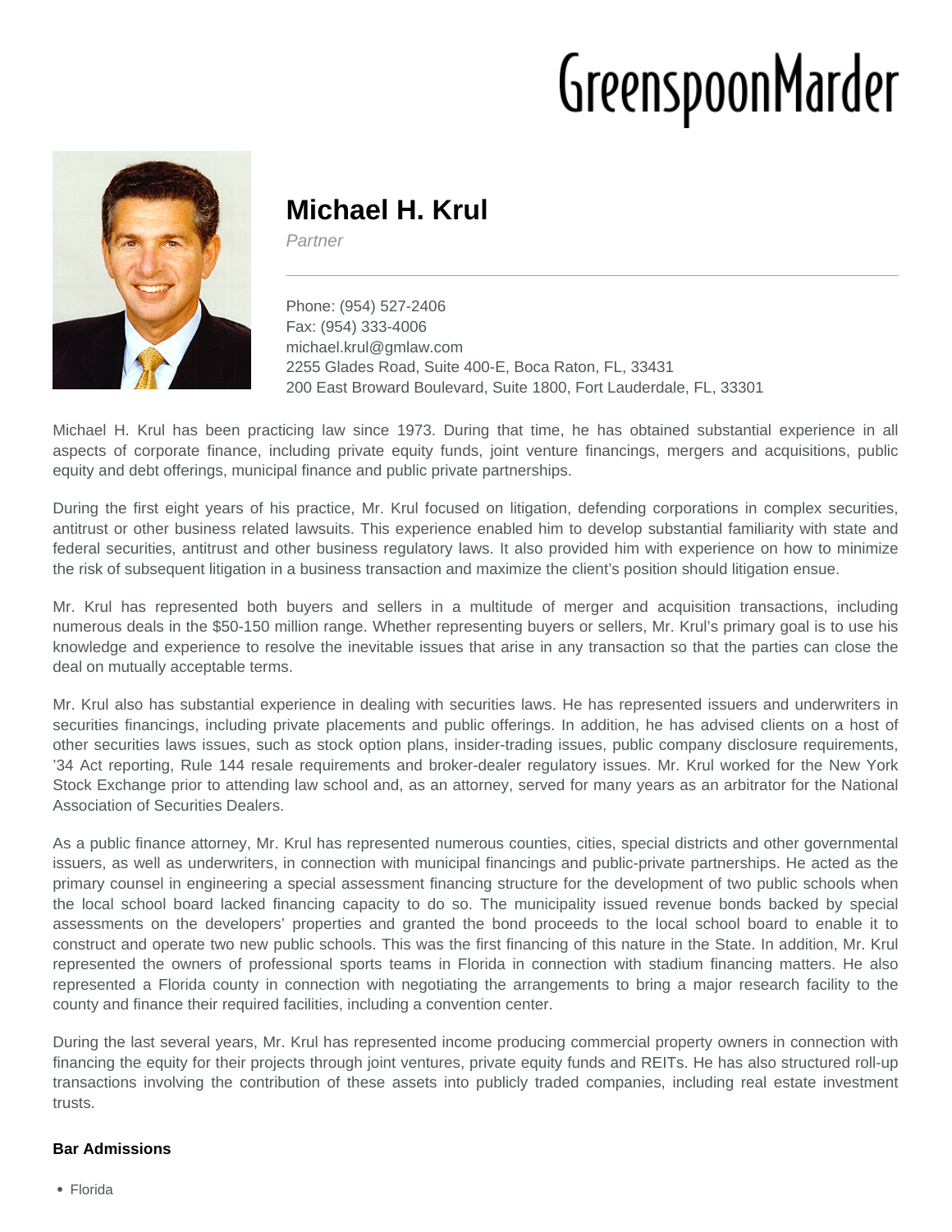GreenspoonMarder

# Michael H. Krul

*Partner*

Phone: (954) 527-2406
Fax: (954) 333-4006
michael.krul@gmlaw.com
2255 Glades Road, Suite 400-E, Boca Raton, FL, 33431
200 East Broward Boulevard, Suite 1800, Fort Lauderdale, FL, 33301

Michael H. Krul has been practicing law since 1973. During that time, he has obtained substantial experience in all aspects of corporate finance, including private equity funds, joint venture financings, mergers and acquisitions, public equity and debt offerings, municipal finance and public private partnerships.

During the first eight years of his practice, Mr. Krul focused on litigation, defending corporations in complex securities, antitrust or other business related lawsuits. This experience enabled him to develop substantial familiarity with state and federal securities, antitrust and other business regulatory laws. It also provided him with experience on how to minimize the risk of subsequent litigation in a business transaction and maximize the client's position should litigation ensue.

Mr. Krul has represented both buyers and sellers in a multitude of merger and acquisition transactions, including numerous deals in the $50-150 million range. Whether representing buyers or sellers, Mr. Krul's primary goal is to use his knowledge and experience to resolve the inevitable issues that arise in any transaction so that the parties can close the deal on mutually acceptable terms.

Mr. Krul also has substantial experience in dealing with securities laws. He has represented issuers and underwriters in securities financings, including private placements and public offerings. In addition, he has advised clients on a host of other securities laws issues, such as stock option plans, insider-trading issues, public company disclosure requirements, '34 Act reporting, Rule 144 resale requirements and broker-dealer regulatory issues. Mr. Krul worked for the New York Stock Exchange prior to attending law school and, as an attorney, served for many years as an arbitrator for the National Association of Securities Dealers.

As a public finance attorney, Mr. Krul has represented numerous counties, cities, special districts and other governmental issuers, as well as underwriters, in connection with municipal financings and public-private partnerships. He acted as the primary counsel in engineering a special assessment financing structure for the development of two public schools when the local school board lacked financing capacity to do so. The municipality issued revenue bonds backed by special assessments on the developers' properties and granted the bond proceeds to the local school board to enable it to construct and operate two new public schools. This was the first financing of this nature in the State. In addition, Mr. Krul represented the owners of professional sports teams in Florida in connection with stadium financing matters. He also represented a Florida county in connection with negotiating the arrangements to bring a major research facility to the county and finance their required facilities, including a convention center.

During the last several years, Mr. Krul has represented income producing commercial property owners in connection with financing the equity for their projects through joint ventures, private equity funds and REITs. He has also structured roll-up transactions involving the contribution of these assets into publicly traded companies, including real estate investment trusts.

### Bar Admissions

- Florida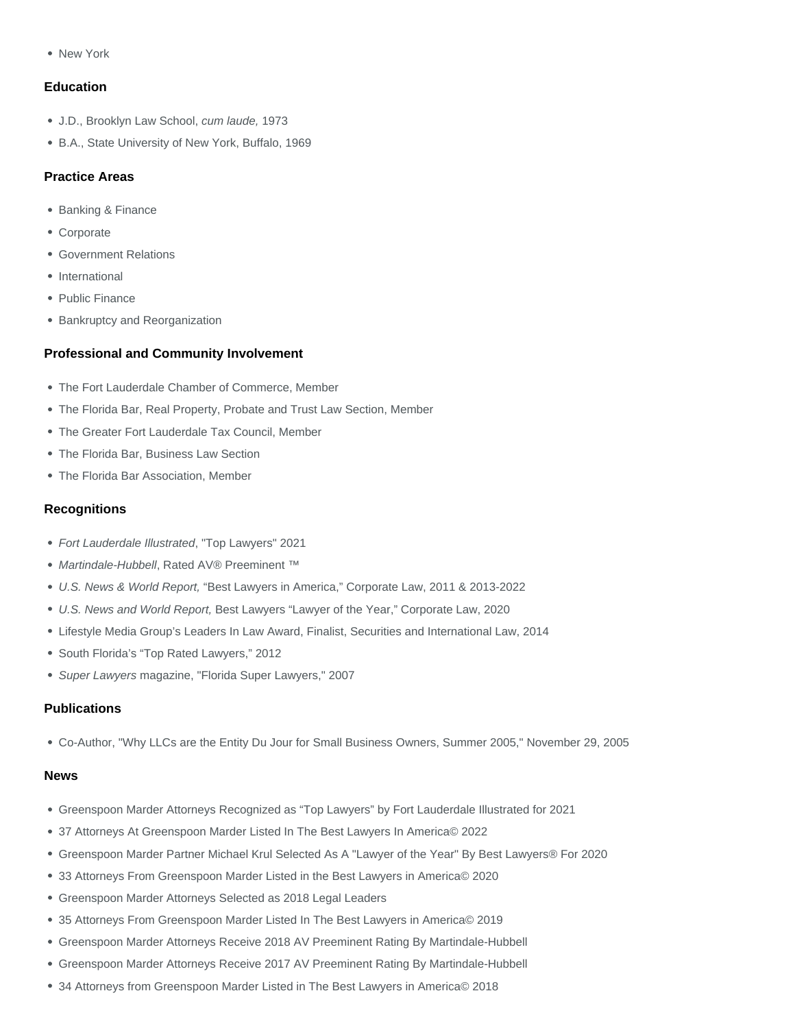- New York

### Education

- J.D., Brooklyn Law School, *cum laude,* 1973
- B.A., State University of New York, Buffalo, 1969

### Practice Areas

- Banking & Finance
- Corporate
- Government Relations
- International
- Public Finance
- Bankruptcy and Reorganization

### Professional and Community Involvement

- The Fort Lauderdale Chamber of Commerce, Member
- The Florida Bar, Real Property, Probate and Trust Law Section, Member
- The Greater Fort Lauderdale Tax Council, Member
- The Florida Bar, Business Law Section
- The Florida Bar Association, Member

### Recognitions

- *Fort Lauderdale Illustrated*, "Top Lawyers" 2021
- *Martindale-Hubbell*, Rated AV® Preeminent ™
- *U.S. News & World Report,* "Best Lawyers in America," Corporate Law, 2011 & 2013-2022
- *U.S. News and World Report,* Best Lawyers "Lawyer of the Year," Corporate Law, 2020
- Lifestyle Media Group's Leaders In Law Award, Finalist, Securities and International Law, 2014
- South Florida's "Top Rated Lawyers," 2012
- *Super Lawyers* magazine, "Florida Super Lawyers," 2007

### Publications

- Co-Author, "Why LLCs are the Entity Du Jour for Small Business Owners, Summer 2005," November 29, 2005

### News

- Greenspoon Marder Attorneys Recognized as "Top Lawyers" by Fort Lauderdale Illustrated for 2021
- 37 Attorneys At Greenspoon Marder Listed In The Best Lawyers In America© 2022
- Greenspoon Marder Partner Michael Krul Selected As A "Lawyer of the Year" By Best Lawyers® For 2020
- 33 Attorneys From Greenspoon Marder Listed in the Best Lawyers in America© 2020
- Greenspoon Marder Attorneys Selected as 2018 Legal Leaders
- 35 Attorneys From Greenspoon Marder Listed In The Best Lawyers in America© 2019
- Greenspoon Marder Attorneys Receive 2018 AV Preeminent Rating By Martindale-Hubbell
- Greenspoon Marder Attorneys Receive 2017 AV Preeminent Rating By Martindale-Hubbell
- 34 Attorneys from Greenspoon Marder Listed in The Best Lawyers in America© 2018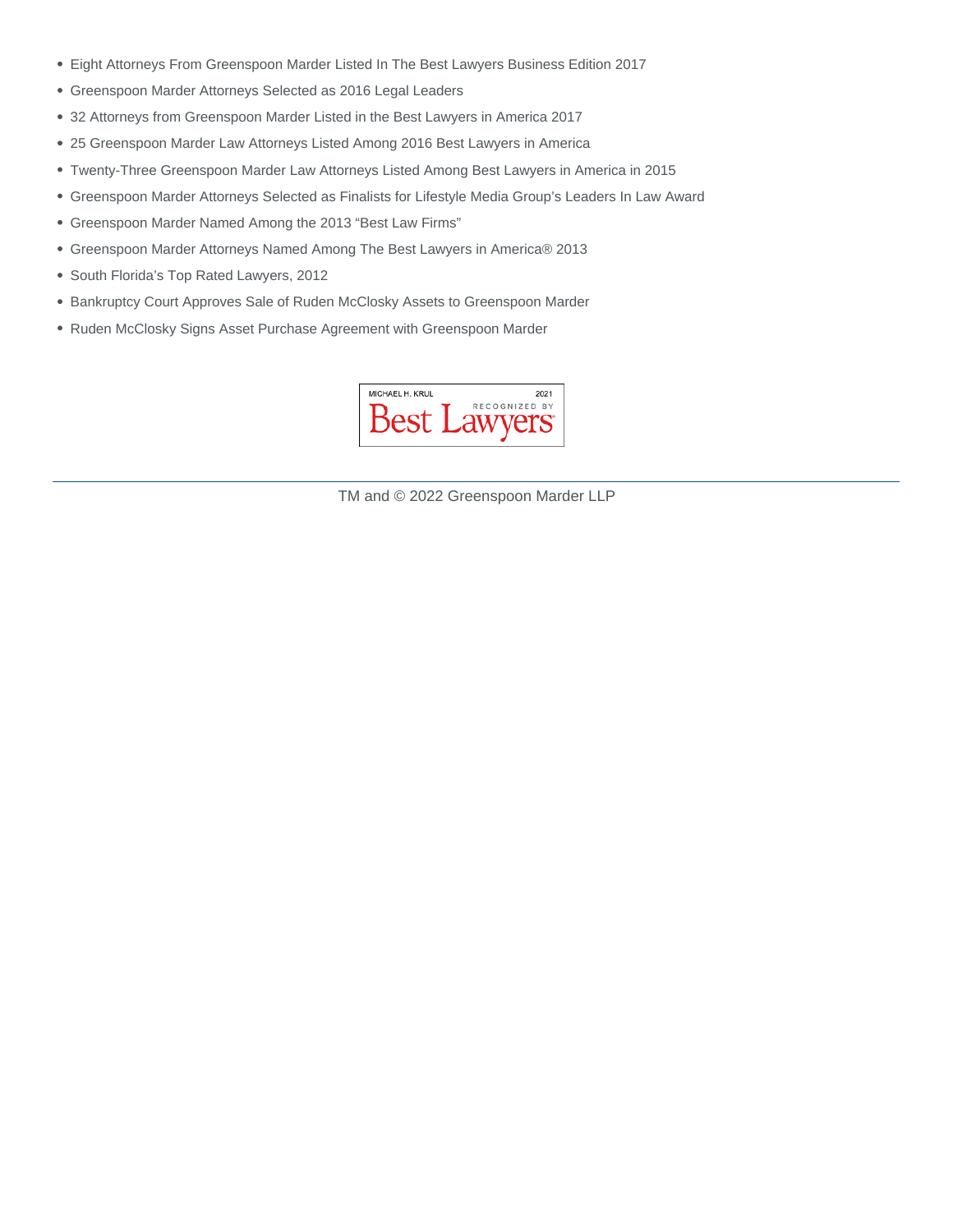- Eight Attorneys From Greenspoon Marder Listed In The Best Lawyers Business Edition 2017
- Greenspoon Marder Attorneys Selected as 2016 Legal Leaders
- 32 Attorneys from Greenspoon Marder Listed in the Best Lawyers in America 2017
- 25 Greenspoon Marder Law Attorneys Listed Among 2016 Best Lawyers in America
- Twenty-Three Greenspoon Marder Law Attorneys Listed Among Best Lawyers in America in 2015
- Greenspoon Marder Attorneys Selected as Finalists for Lifestyle Media Group's Leaders In Law Award
- Greenspoon Marder Named Among the 2013 "Best Law Firms"
- Greenspoon Marder Attorneys Named Among The Best Lawyers in America® 2013
- South Florida's Top Rated Lawyers, 2012
- Bankruptcy Court Approves Sale of Ruden McClosky Assets to Greenspoon Marder
- Ruden McClosky Signs Asset Purchase Agreement with Greenspoon Marder

MICHAEL H. KRUL 2021
RECOGNIZED BY
Best Lawyers

TM and © 2022 Greenspoon Marder LLP